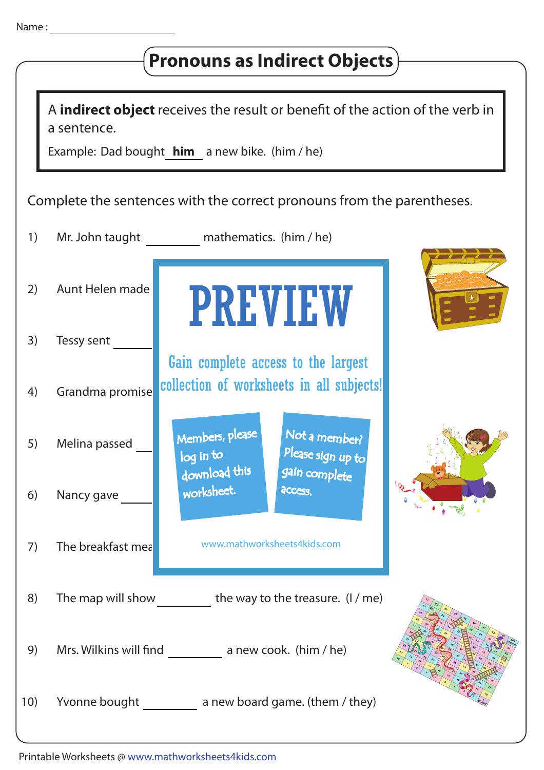Name : ____________________

# Pronouns as Indirect Objects

A **indirect object** receives the result or benefit of the action of the verb in a sentence.

Example: Dad bought **him** a new bike. (him / he)

Complete the sentences with the correct pronouns from the parentheses.

1) Mr. John taught ________ mathematics. (him / he)

2) Aunt Helen made

3) Tessy sent ________

4) Grandma promise

5) Melina passed ________

6) Nancy gave ________

7) The breakfast mea

PREVIEW

Gain complete access to the largest collection of worksheets in all subjects!

Members, please log in to download this worksheet.

Not a member? Please sign up to gain complete access.

www.mathworksheets4kids.com

8) The map will show ________ the way to the treasure. (I / me)

9) Mrs. Wilkins will find ________ a new cook. (him / he)

10) Yvonne bought ________ a new board game. (them / they)

Printable Worksheets @ www.mathworksheets4kids.com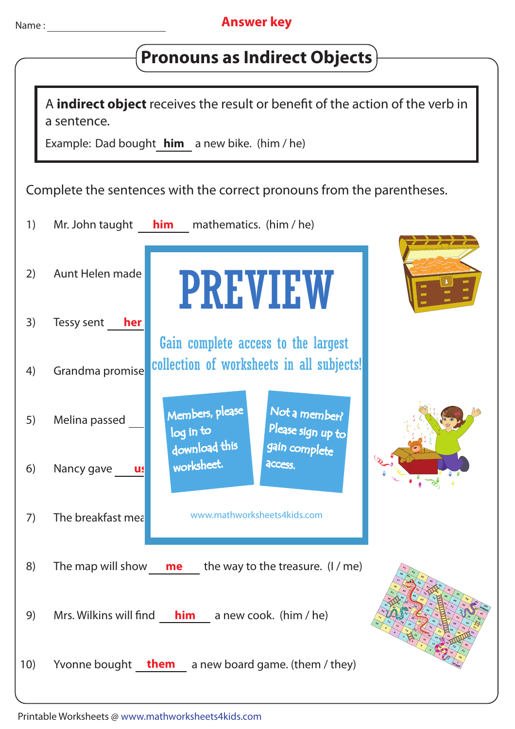Name : ___________________

**Answer key**

# Pronouns as Indirect Objects

A **indirect object** receives the result or benefit of the action of the verb in a sentence.

Example: Dad bought **him** a new bike. (him / he)

Complete the sentences with the correct pronouns from the parentheses.

1) Mr. John taught **him** mathematics. (him / he)

2) Aunt Helen made

3) Tessy sent **her**

4) Grandma promise

5) Melina passed

6) Nancy gave **us**

7) The breakfast mea

8) The map will show **me** the way to the treasure. (I / me)

9) Mrs. Wilkins will find **him** a new cook. (him / he)

10) Yvonne bought **them** a new board game. (them / they)

PREVIEW

Gain complete access to the largest collection of worksheets in all subjects!

Members, please log in to download this worksheet.

Not a member? Please sign up to gain complete access.

www.mathworksheets4kids.com

Printable Worksheets @ www.mathworksheets4kids.com